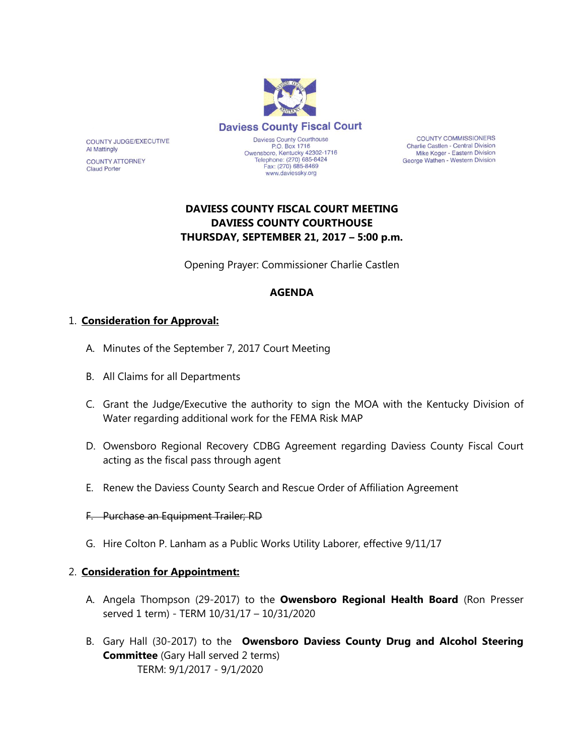Daviess County Fiscal Court

COUNTY JUDGE/EXECUTIVE
Al Mattingly

COUNTY ATTORNEY
Claud Porter

Daviess County Courthouse
P.O. Box 1716
Owensboro, Kentucky 42302-1716
Telephone: (270) 685-8424
Fax: (270) 685-8469
www.daviessky.org

COUNTY COMMISSIONERS
Charlie Castlen - Central Division
Mike Koger - Eastern Division
George Wathen - Western Division

**DAVIESS COUNTY FISCAL COURT MEETING**
**DAVIESS COUNTY COURTHOUSE**
**THURSDAY, SEPTEMBER 21, 2017 – 5:00 p.m.**

Opening Prayer: Commissioner Charlie Castlen

## AGENDA

1. **Consideration for Approval:**

   A. Minutes of the September 7, 2017 Court Meeting

   B. All Claims for all Departments

   C. Grant the Judge/Executive the authority to sign the MOA with the Kentucky Division of Water regarding additional work for the FEMA Risk MAP

   D. Owensboro Regional Recovery CDBG Agreement regarding Daviess County Fiscal Court acting as the fiscal pass through agent

   E. Renew the Daviess County Search and Rescue Order of Affiliation Agreement

   ~~F. Purchase an Equipment Trailer; RD~~

   G. Hire Colton P. Lanham as a Public Works Utility Laborer, effective 9/11/17

2. **Consideration for Appointment:**

   A. Angela Thompson (29-2017) to the **Owensboro Regional Health Board** (Ron Presser served 1 term) - TERM 10/31/17 – 10/31/2020

   B. Gary Hall (30-2017) to the **Owensboro Daviess County Drug and Alcohol Steering Committee** (Gary Hall served 2 terms)
   TERM: 9/1/2017 - 9/1/2020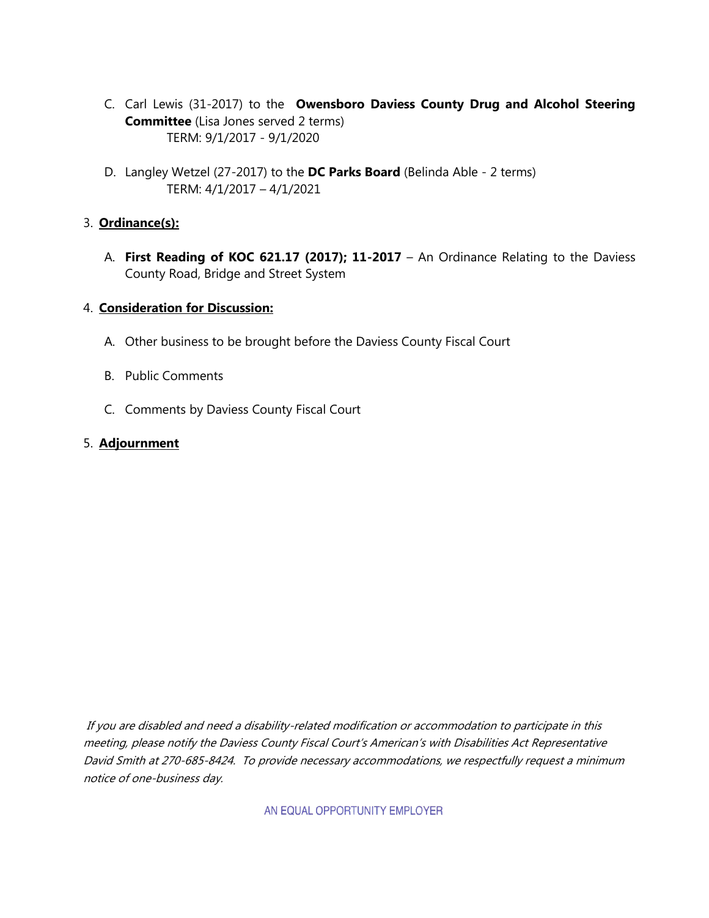C. Carl Lewis (31-2017) to the **Owensboro Daviess County Drug and Alcohol Steering Committee** (Lisa Jones served 2 terms)
   TERM: 9/1/2017 - 9/1/2020

D. Langley Wetzel (27-2017) to the **DC Parks Board** (Belinda Able - 2 terms)
   TERM: 4/1/2017 – 4/1/2021

3. **<u>Ordinance(s):</u>**

   A. **First Reading of KOC 621.17 (2017); 11-2017** – An Ordinance Relating to the Daviess County Road, Bridge and Street System

4. **<u>Consideration for Discussion:</u>**

   A. Other business to be brought before the Daviess County Fiscal Court

   B. Public Comments

   C. Comments by Daviess County Fiscal Court

5. **<u>Adjournment</u>**

*If you are disabled and need a disability-related modification or accommodation to participate in this meeting, please notify the Daviess County Fiscal Court's American's with Disabilities Act Representative David Smith at 270-685-8424. To provide necessary accommodations, we respectfully request a minimum notice of one-business day.*

AN EQUAL OPPORTUNITY EMPLOYER